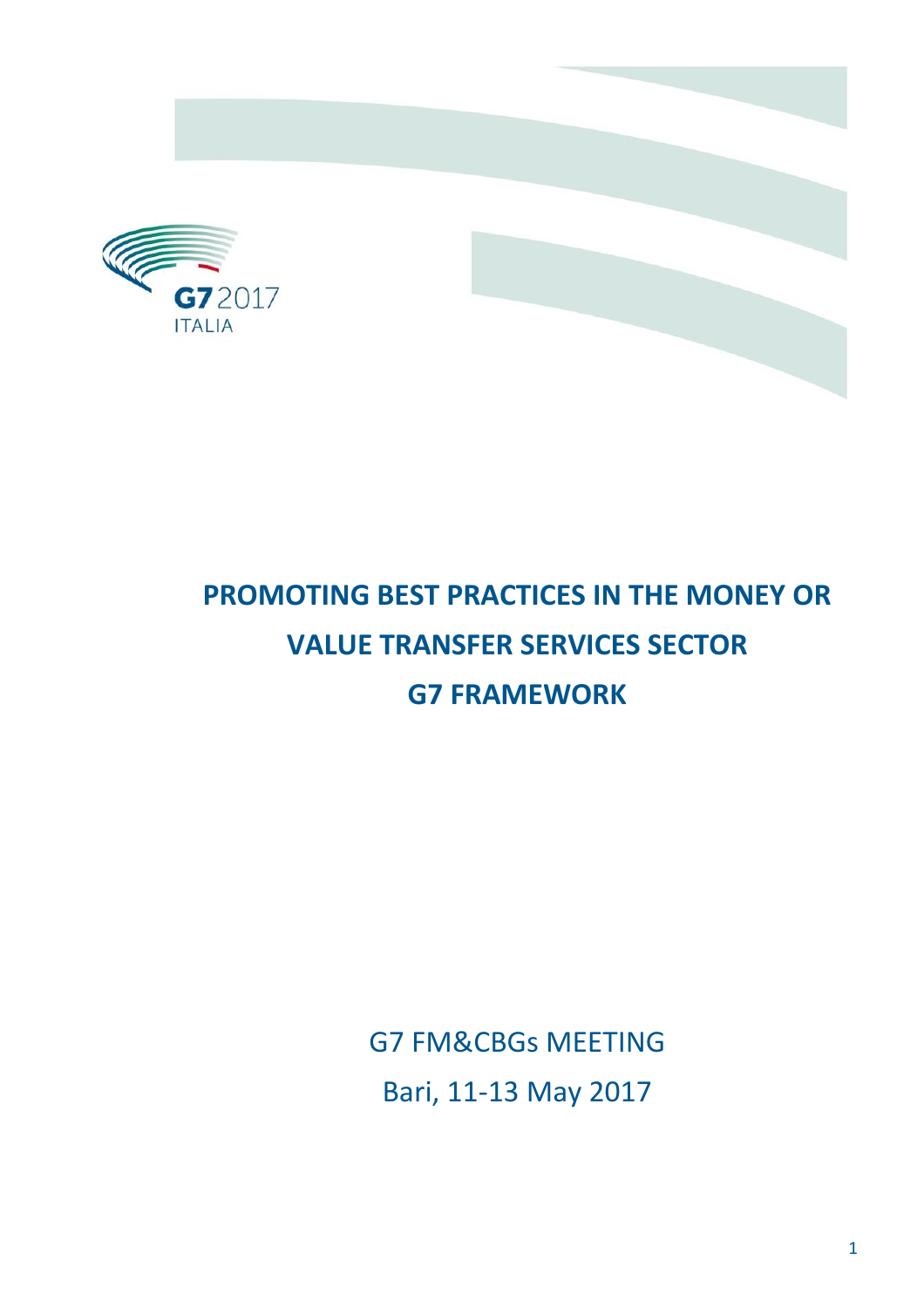G7 2017 ITALIA

# PROMOTING BEST PRACTICES IN THE MONEY OR VALUE TRANSFER SERVICES SECTOR G7 FRAMEWORK

G7 FM&CBGs MEETING

Bari, 11-13 May 2017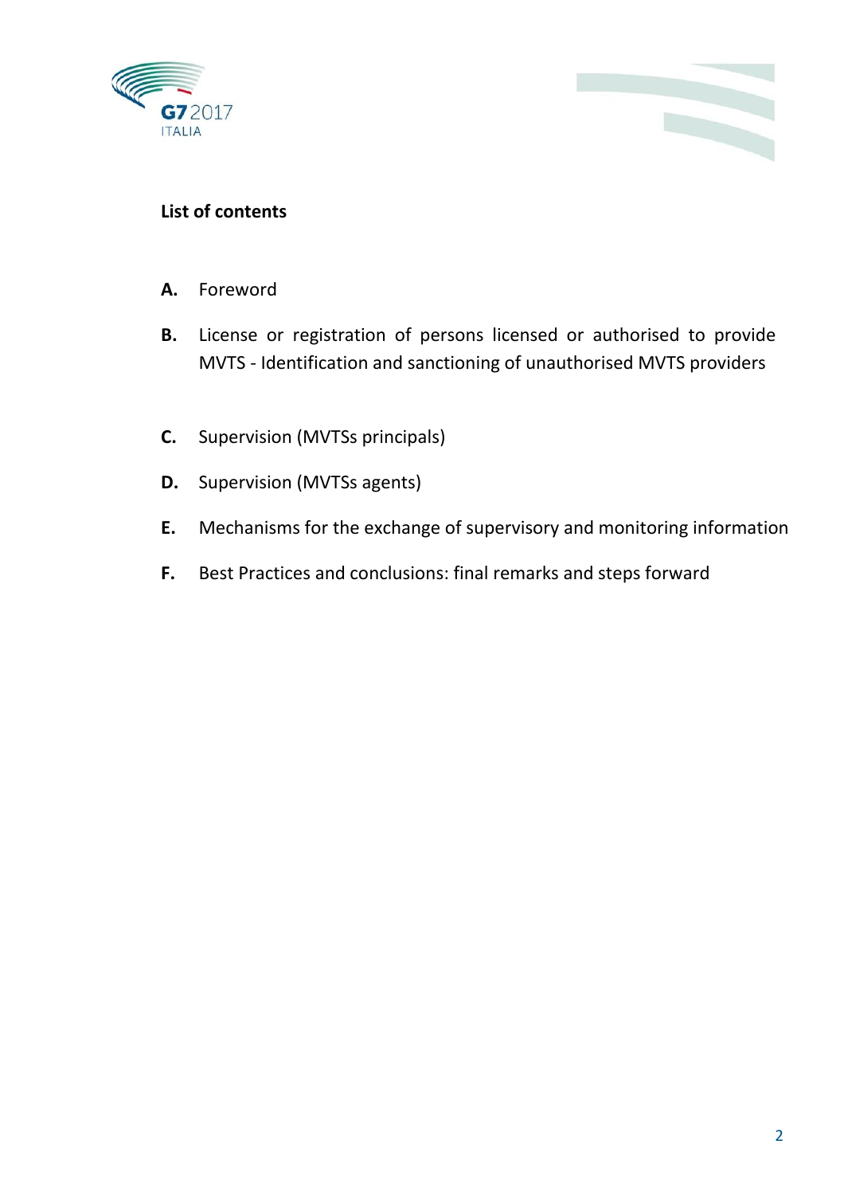**List of contents**

- **A.** Foreword
- **B.** License or registration of persons licensed or authorised to provide MVTS - Identification and sanctioning of unauthorised MVTS providers
- **C.** Supervision (MVTSs principals)
- **D.** Supervision (MVTSs agents)
- **E.** Mechanisms for the exchange of supervisory and monitoring information
- **F.** Best Practices and conclusions: final remarks and steps forward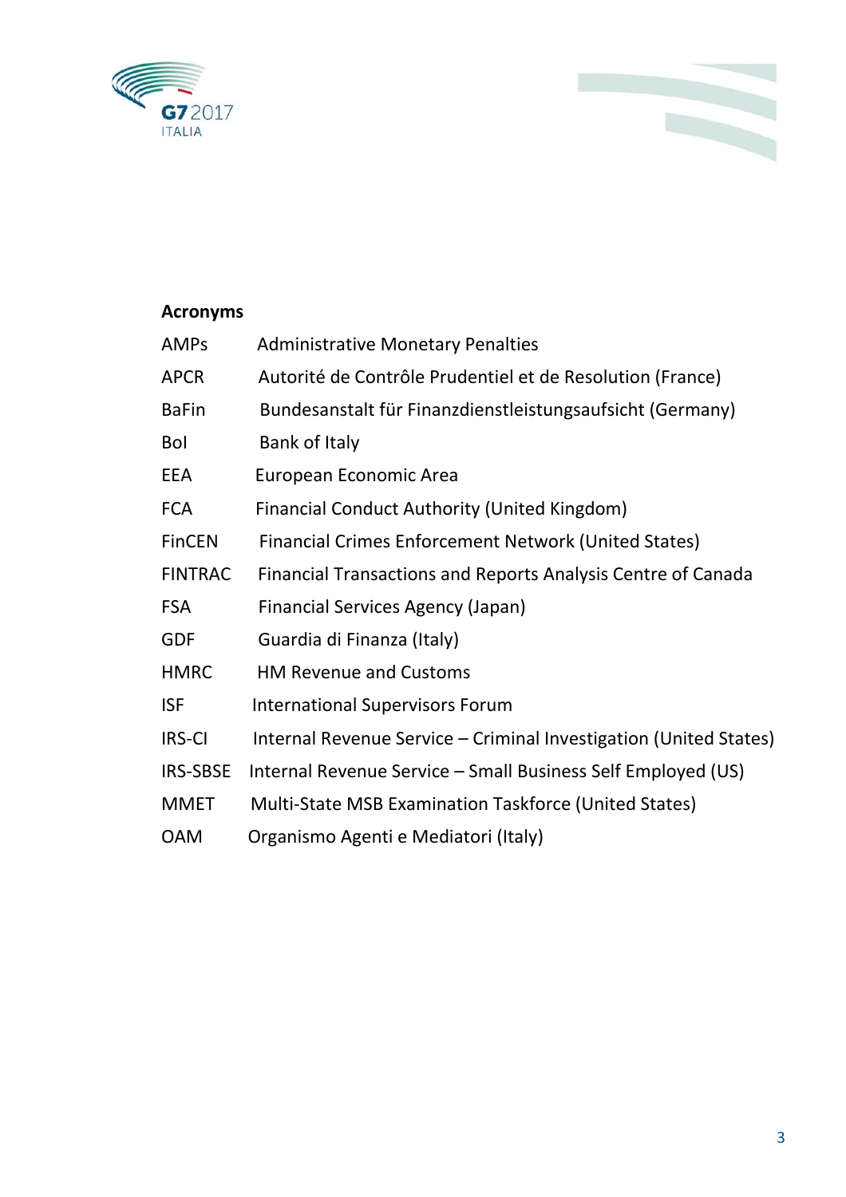## Acronyms

| | |
|---|---|
| AMPs | Administrative Monetary Penalties |
| APCR | Autorité de Contrôle Prudentiel et de Resolution (France) |
| BaFin | Bundesanstalt für Finanzdienstleistungsaufsicht (Germany) |
| BoI | Bank of Italy |
| EEA | European Economic Area |
| FCA | Financial Conduct Authority (United Kingdom) |
| FinCEN | Financial Crimes Enforcement Network (United States) |
| FINTRAC | Financial Transactions and Reports Analysis Centre of Canada |
| FSA | Financial Services Agency (Japan) |
| GDF | Guardia di Finanza (Italy) |
| HMRC | HM Revenue and Customs |
| ISF | International Supervisors Forum |
| IRS-CI | Internal Revenue Service – Criminal Investigation (United States) |
| IRS-SBSE | Internal Revenue Service – Small Business Self Employed (US) |
| MMET | Multi-State MSB Examination Taskforce (United States) |
| OAM | Organismo Agenti e Mediatori (Italy) |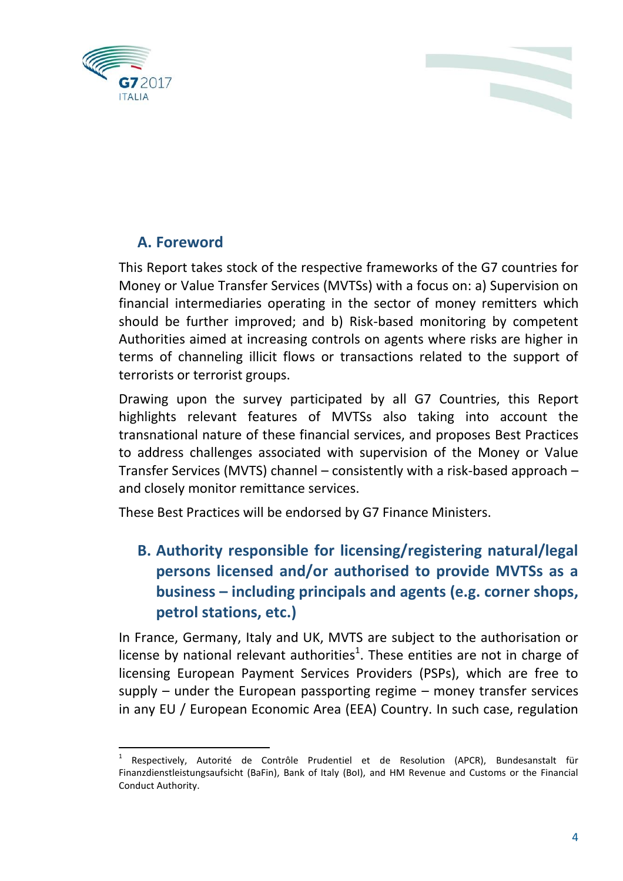## A. Foreword

This Report takes stock of the respective frameworks of the G7 countries for Money or Value Transfer Services (MVTSs) with a focus on: a) Supervision on financial intermediaries operating in the sector of money remitters which should be further improved; and b) Risk-based monitoring by competent Authorities aimed at increasing controls on agents where risks are higher in terms of channeling illicit flows or transactions related to the support of terrorists or terrorist groups.

Drawing upon the survey participated by all G7 Countries, this Report highlights relevant features of MVTSs also taking into account the transnational nature of these financial services, and proposes Best Practices to address challenges associated with supervision of the Money or Value Transfer Services (MVTS) channel – consistently with a risk-based approach – and closely monitor remittance services.

These Best Practices will be endorsed by G7 Finance Ministers.

## B. Authority responsible for licensing/registering natural/legal persons licensed and/or authorised to provide MVTSs as a business – including principals and agents (e.g. corner shops, petrol stations, etc.)

In France, Germany, Italy and UK, MVTS are subject to the authorisation or license by national relevant authorities[1]. These entities are not in charge of licensing European Payment Services Providers (PSPs), which are free to supply – under the European passporting regime – money transfer services in any EU / European Economic Area (EEA) Country. In such case, regulation

[1] Respectively, Autorité de Contrôle Prudentiel et de Resolution (APCR), Bundesanstalt für Finanzdienstleistungsaufsicht (BaFin), Bank of Italy (BoI), and HM Revenue and Customs or the Financial Conduct Authority.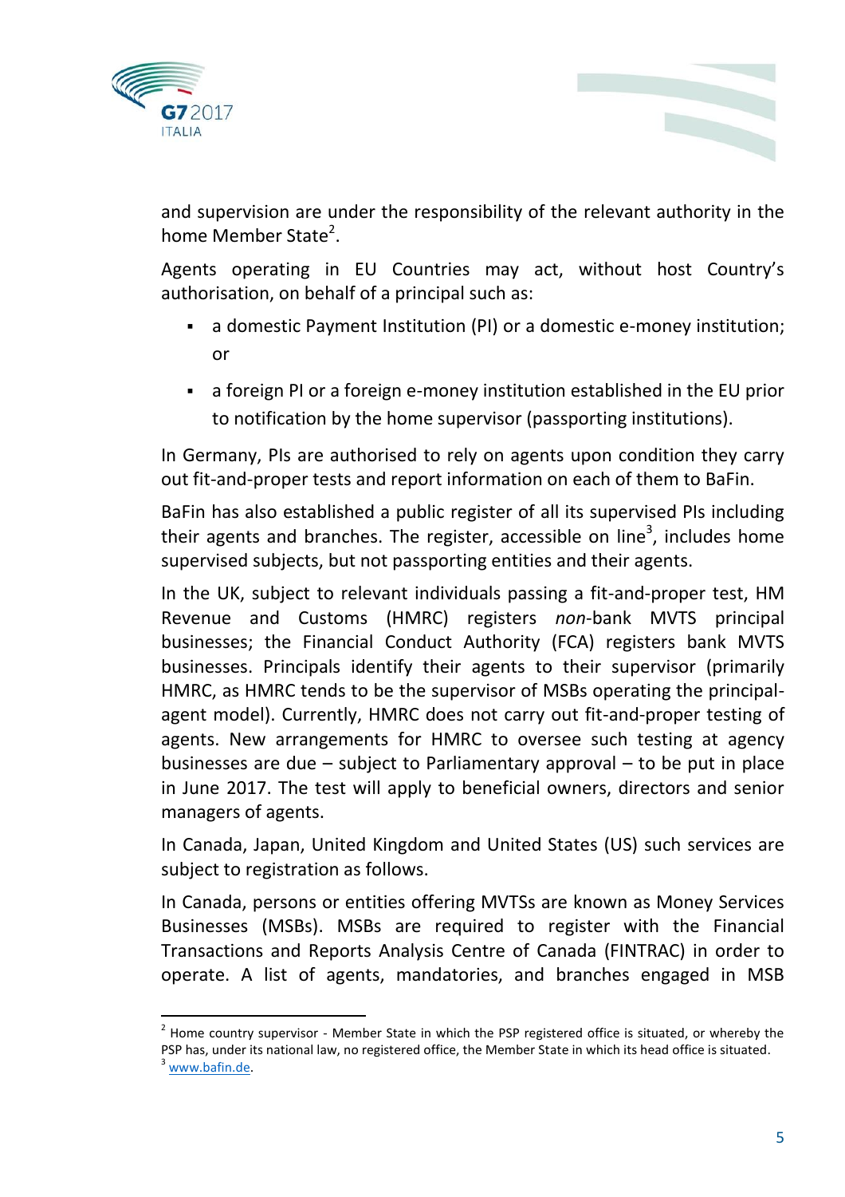and supervision are under the responsibility of the relevant authority in the home Member State[2].

Agents operating in EU Countries may act, without host Country's authorisation, on behalf of a principal such as:

- a domestic Payment Institution (PI) or a domestic e-money institution; or
- a foreign PI or a foreign e-money institution established in the EU prior to notification by the home supervisor (passporting institutions).

In Germany, PIs are authorised to rely on agents upon condition they carry out fit-and-proper tests and report information on each of them to BaFin.

BaFin has also established a public register of all its supervised PIs including their agents and branches. The register, accessible on line[3], includes home supervised subjects, but not passporting entities and their agents.

In the UK, subject to relevant individuals passing a fit-and-proper test, HM Revenue and Customs (HMRC) registers *non*-bank MVTS principal businesses; the Financial Conduct Authority (FCA) registers bank MVTS businesses. Principals identify their agents to their supervisor (primarily HMRC, as HMRC tends to be the supervisor of MSBs operating the principal-agent model). Currently, HMRC does not carry out fit-and-proper testing of agents. New arrangements for HMRC to oversee such testing at agency businesses are due – subject to Parliamentary approval – to be put in place in June 2017. The test will apply to beneficial owners, directors and senior managers of agents.

In Canada, Japan, United Kingdom and United States (US) such services are subject to registration as follows.

In Canada, persons or entities offering MVTSs are known as Money Services Businesses (MSBs). MSBs are required to register with the Financial Transactions and Reports Analysis Centre of Canada (FINTRAC) in order to operate. A list of agents, mandatories, and branches engaged in MSB

---

[2] Home country supervisor - Member State in which the PSP registered office is situated, or whereby the PSP has, under its national law, no registered office, the Member State in which its head office is situated.

[3] www.bafin.de.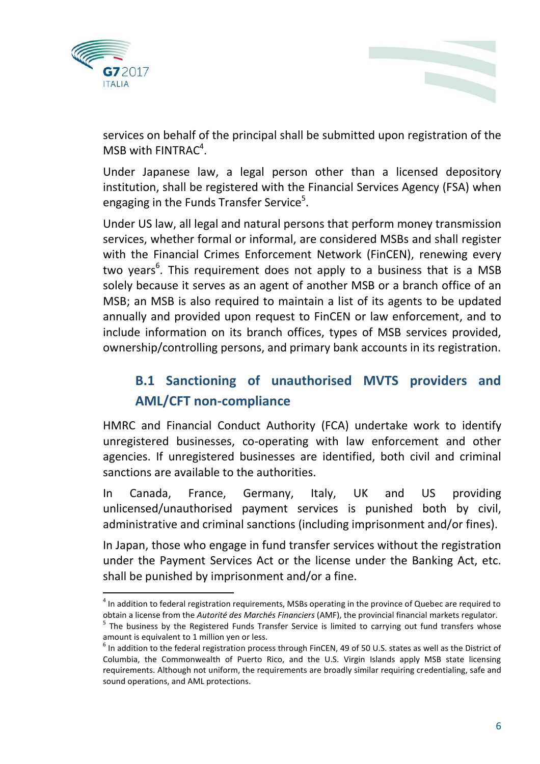services on behalf of the principal shall be submitted upon registration of the MSB with FINTRAC[4].

Under Japanese law, a legal person other than a licensed depository institution, shall be registered with the Financial Services Agency (FSA) when engaging in the Funds Transfer Service[5].

Under US law, all legal and natural persons that perform money transmission services, whether formal or informal, are considered MSBs and shall register with the Financial Crimes Enforcement Network (FinCEN), renewing every two years[6]. This requirement does not apply to a business that is a MSB solely because it serves as an agent of another MSB or a branch office of an MSB; an MSB is also required to maintain a list of its agents to be updated annually and provided upon request to FinCEN or law enforcement, and to include information on its branch offices, types of MSB services provided, ownership/controlling persons, and primary bank accounts in its registration.

## B.1 Sanctioning of unauthorised MVTS providers and AML/CFT non-compliance

HMRC and Financial Conduct Authority (FCA) undertake work to identify unregistered businesses, co-operating with law enforcement and other agencies. If unregistered businesses are identified, both civil and criminal sanctions are available to the authorities.

In Canada, France, Germany, Italy, UK and US providing unlicensed/unauthorised payment services is punished both by civil, administrative and criminal sanctions (including imprisonment and/or fines).

In Japan, those who engage in fund transfer services without the registration under the Payment Services Act or the license under the Banking Act, etc. shall be punished by imprisonment and/or a fine.

---

[4] In addition to federal registration requirements, MSBs operating in the province of Quebec are required to obtain a license from the *Autorité des Marchés Financiers* (AMF), the provincial financial markets regulator.

[5] The business by the Registered Funds Transfer Service is limited to carrying out fund transfers whose amount is equivalent to 1 million yen or less.

[6] In addition to the federal registration process through FinCEN, 49 of 50 U.S. states as well as the District of Columbia, the Commonwealth of Puerto Rico, and the U.S. Virgin Islands apply MSB state licensing requirements. Although not uniform, the requirements are broadly similar requiring credentialing, safe and sound operations, and AML protections.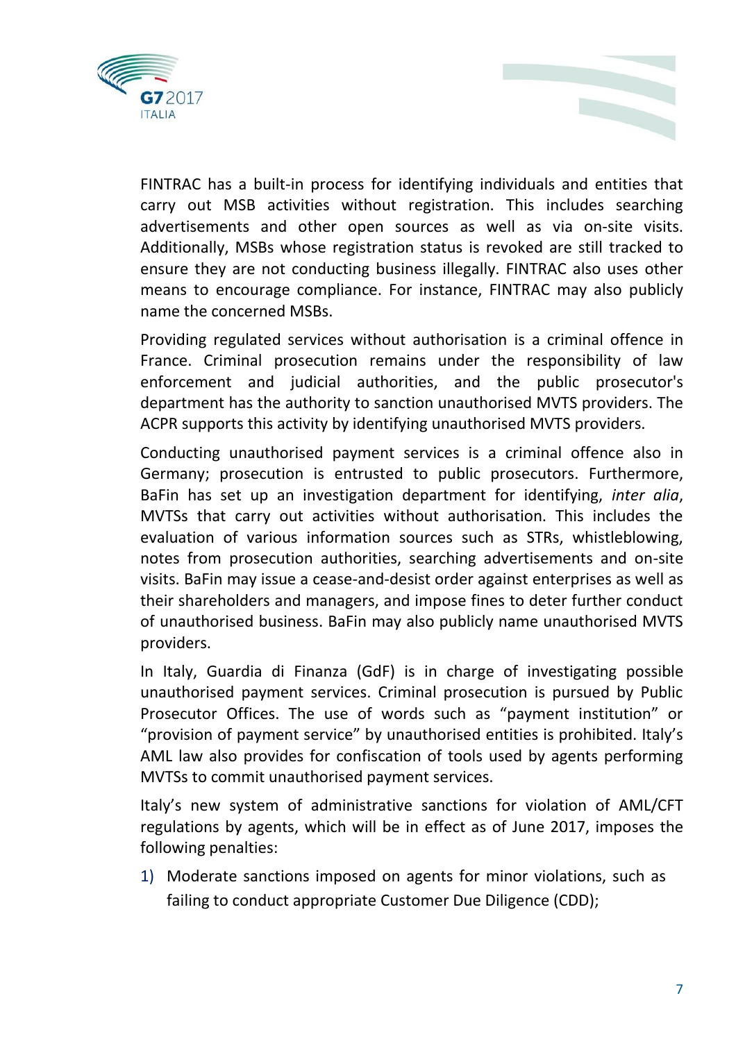FINTRAC has a built-in process for identifying individuals and entities that carry out MSB activities without registration. This includes searching advertisements and other open sources as well as via on-site visits. Additionally, MSBs whose registration status is revoked are still tracked to ensure they are not conducting business illegally. FINTRAC also uses other means to encourage compliance. For instance, FINTRAC may also publicly name the concerned MSBs.

Providing regulated services without authorisation is a criminal offence in France. Criminal prosecution remains under the responsibility of law enforcement and judicial authorities, and the public prosecutor's department has the authority to sanction unauthorised MVTS providers. The ACPR supports this activity by identifying unauthorised MVTS providers.

Conducting unauthorised payment services is a criminal offence also in Germany; prosecution is entrusted to public prosecutors. Furthermore, BaFin has set up an investigation department for identifying, *inter alia*, MVTSs that carry out activities without authorisation. This includes the evaluation of various information sources such as STRs, whistleblowing, notes from prosecution authorities, searching advertisements and on-site visits. BaFin may issue a cease-and-desist order against enterprises as well as their shareholders and managers, and impose fines to deter further conduct of unauthorised business. BaFin may also publicly name unauthorised MVTS providers.

In Italy, Guardia di Finanza (GdF) is in charge of investigating possible unauthorised payment services. Criminal prosecution is pursued by Public Prosecutor Offices. The use of words such as “payment institution” or “provision of payment service” by unauthorised entities is prohibited. Italy’s AML law also provides for confiscation of tools used by agents performing MVTSs to commit unauthorised payment services.

Italy’s new system of administrative sanctions for violation of AML/CFT regulations by agents, which will be in effect as of June 2017, imposes the following penalties:

1) Moderate sanctions imposed on agents for minor violations, such as failing to conduct appropriate Customer Due Diligence (CDD);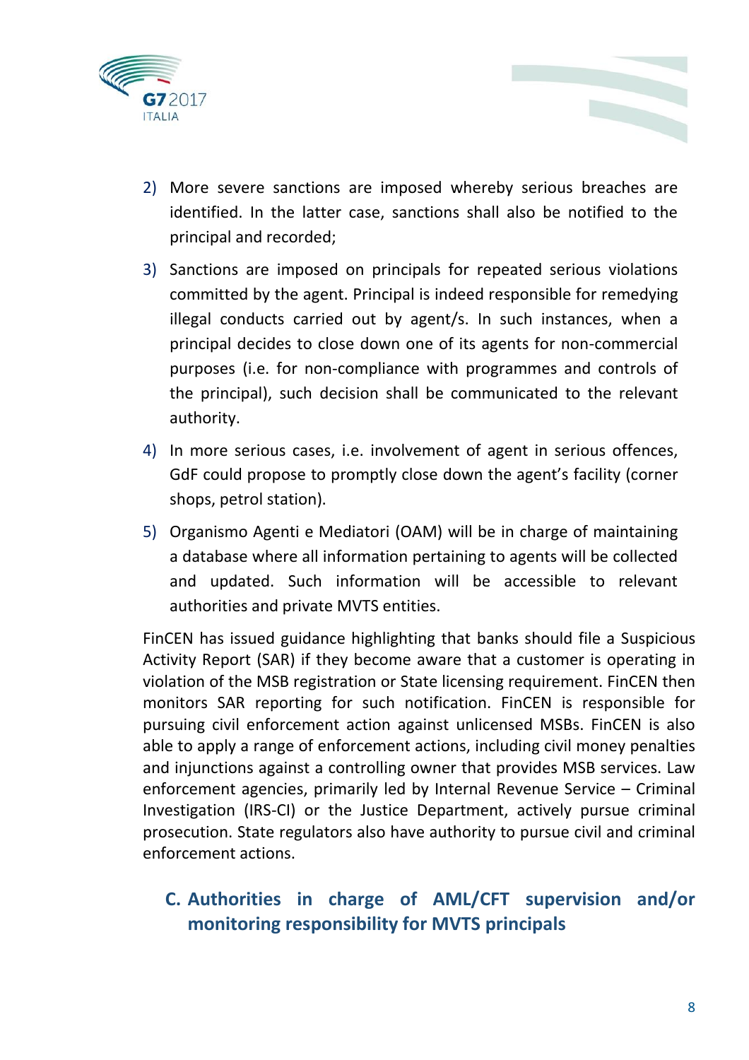2) More severe sanctions are imposed whereby serious breaches are identified. In the latter case, sanctions shall also be notified to the principal and recorded;
3) Sanctions are imposed on principals for repeated serious violations committed by the agent. Principal is indeed responsible for remedying illegal conducts carried out by agent/s. In such instances, when a principal decides to close down one of its agents for non-commercial purposes (i.e. for non-compliance with programmes and controls of the principal), such decision shall be communicated to the relevant authority.
4) In more serious cases, i.e. involvement of agent in serious offences, GdF could propose to promptly close down the agent's facility (corner shops, petrol station).
5) Organismo Agenti e Mediatori (OAM) will be in charge of maintaining a database where all information pertaining to agents will be collected and updated. Such information will be accessible to relevant authorities and private MVTS entities.

FinCEN has issued guidance highlighting that banks should file a Suspicious Activity Report (SAR) if they become aware that a customer is operating in violation of the MSB registration or State licensing requirement. FinCEN then monitors SAR reporting for such notification. FinCEN is responsible for pursuing civil enforcement action against unlicensed MSBs. FinCEN is also able to apply a range of enforcement actions, including civil money penalties and injunctions against a controlling owner that provides MSB services. Law enforcement agencies, primarily led by Internal Revenue Service – Criminal Investigation (IRS-CI) or the Justice Department, actively pursue criminal prosecution. State regulators also have authority to pursue civil and criminal enforcement actions.

## C. Authorities in charge of AML/CFT supervision and/or monitoring responsibility for MVTS principals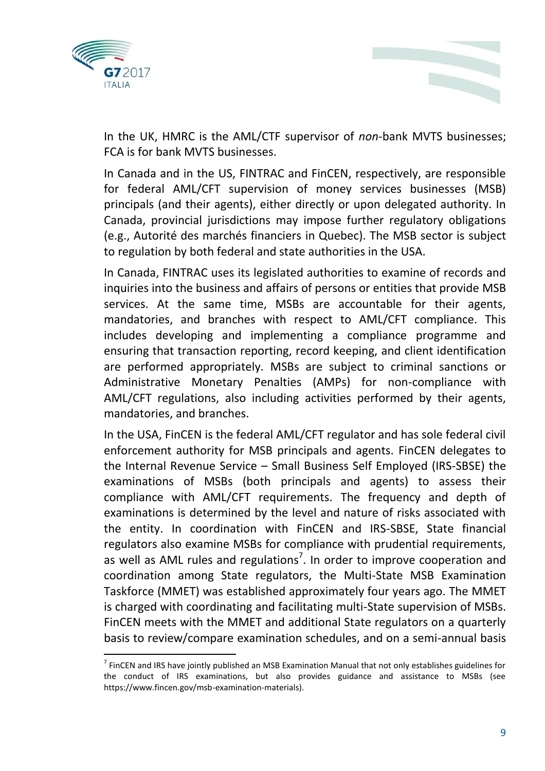In the UK, HMRC is the AML/CTF supervisor of *non*-bank MVTS businesses; FCA is for bank MVTS businesses.

In Canada and in the US, FINTRAC and FinCEN, respectively, are responsible for federal AML/CFT supervision of money services businesses (MSB) principals (and their agents), either directly or upon delegated authority. In Canada, provincial jurisdictions may impose further regulatory obligations (e.g., Autorité des marchés financiers in Quebec). The MSB sector is subject to regulation by both federal and state authorities in the USA.

In Canada, FINTRAC uses its legislated authorities to examine of records and inquiries into the business and affairs of persons or entities that provide MSB services. At the same time, MSBs are accountable for their agents, mandatories, and branches with respect to AML/CFT compliance. This includes developing and implementing a compliance programme and ensuring that transaction reporting, record keeping, and client identification are performed appropriately. MSBs are subject to criminal sanctions or Administrative Monetary Penalties (AMPs) for non-compliance with AML/CFT regulations, also including activities performed by their agents, mandatories, and branches.

In the USA, FinCEN is the federal AML/CFT regulator and has sole federal civil enforcement authority for MSB principals and agents. FinCEN delegates to the Internal Revenue Service – Small Business Self Employed (IRS-SBSE) the examinations of MSBs (both principals and agents) to assess their compliance with AML/CFT requirements. The frequency and depth of examinations is determined by the level and nature of risks associated with the entity. In coordination with FinCEN and IRS-SBSE, State financial regulators also examine MSBs for compliance with prudential requirements, as well as AML rules and regulations[7]. In order to improve cooperation and coordination among State regulators, the Multi-State MSB Examination Taskforce (MMET) was established approximately four years ago. The MMET is charged with coordinating and facilitating multi-State supervision of MSBs. FinCEN meets with the MMET and additional State regulators on a quarterly basis to review/compare examination schedules, and on a semi-annual basis

[7] FinCEN and IRS have jointly published an MSB Examination Manual that not only establishes guidelines for the conduct of IRS examinations, but also provides guidance and assistance to MSBs (see https://www.fincen.gov/msb-examination-materials).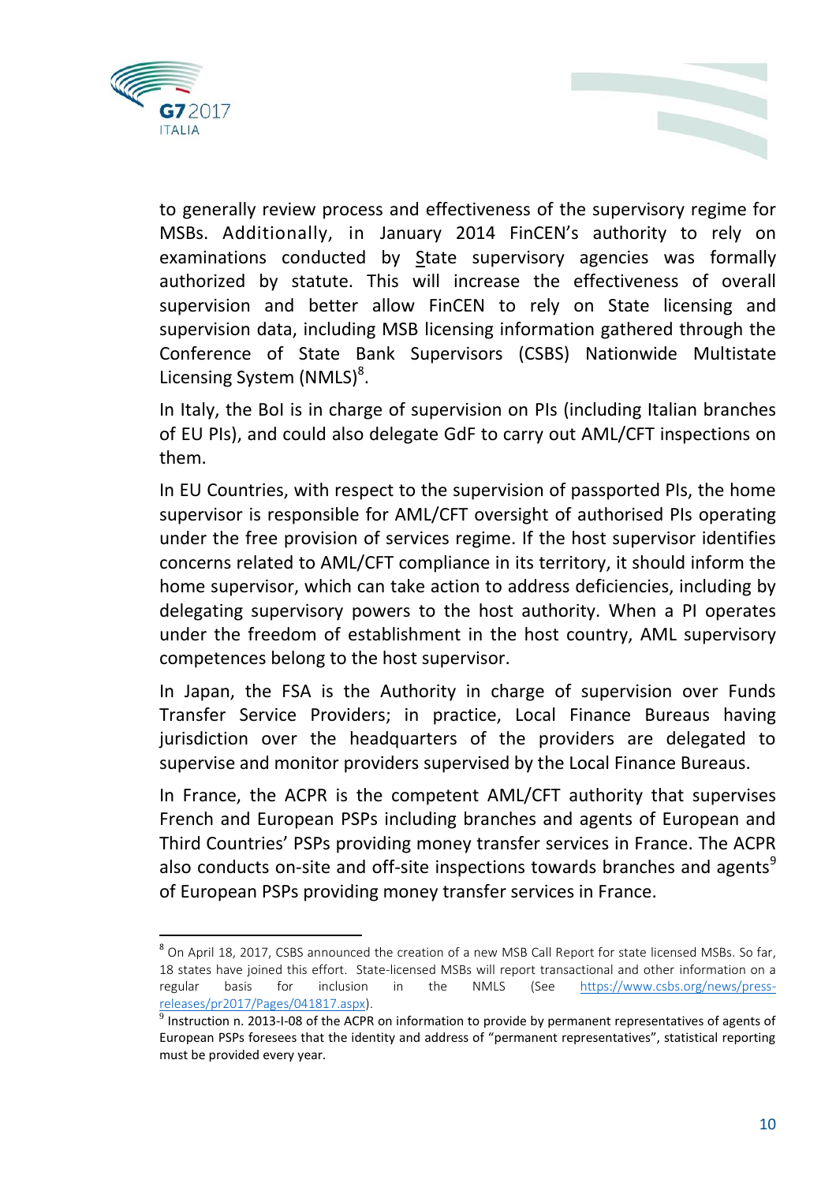to generally review process and effectiveness of the supervisory regime for MSBs. Additionally, in January 2014 FinCEN's authority to rely on examinations conducted by State supervisory agencies was formally authorized by statute. This will increase the effectiveness of overall supervision and better allow FinCEN to rely on State licensing and supervision data, including MSB licensing information gathered through the Conference of State Bank Supervisors (CSBS) Nationwide Multistate Licensing System (NMLS)[8].

In Italy, the BoI is in charge of supervision on PIs (including Italian branches of EU PIs), and could also delegate GdF to carry out AML/CFT inspections on them.

In EU Countries, with respect to the supervision of passported PIs, the home supervisor is responsible for AML/CFT oversight of authorised PIs operating under the free provision of services regime. If the host supervisor identifies concerns related to AML/CFT compliance in its territory, it should inform the home supervisor, which can take action to address deficiencies, including by delegating supervisory powers to the host authority. When a PI operates under the freedom of establishment in the host country, AML supervisory competences belong to the host supervisor.

In Japan, the FSA is the Authority in charge of supervision over Funds Transfer Service Providers; in practice, Local Finance Bureaus having jurisdiction over the headquarters of the providers are delegated to supervise and monitor providers supervised by the Local Finance Bureaus.

In France, the ACPR is the competent AML/CFT authority that supervises French and European PSPs including branches and agents of European and Third Countries' PSPs providing money transfer services in France. The ACPR also conducts on-site and off-site inspections towards branches and agents[9] of European PSPs providing money transfer services in France.

---

[8] On April 18, 2017, CSBS announced the creation of a new MSB Call Report for state licensed MSBs. So far, 18 states have joined this effort. State-licensed MSBs will report transactional and other information on a regular basis for inclusion in the NMLS (See https://www.csbs.org/news/press-releases/pr2017/Pages/041817.aspx).

[9] Instruction n. 2013-I-08 of the ACPR on information to provide by permanent representatives of agents of European PSPs foresees that the identity and address of "permanent representatives", statistical reporting must be provided every year.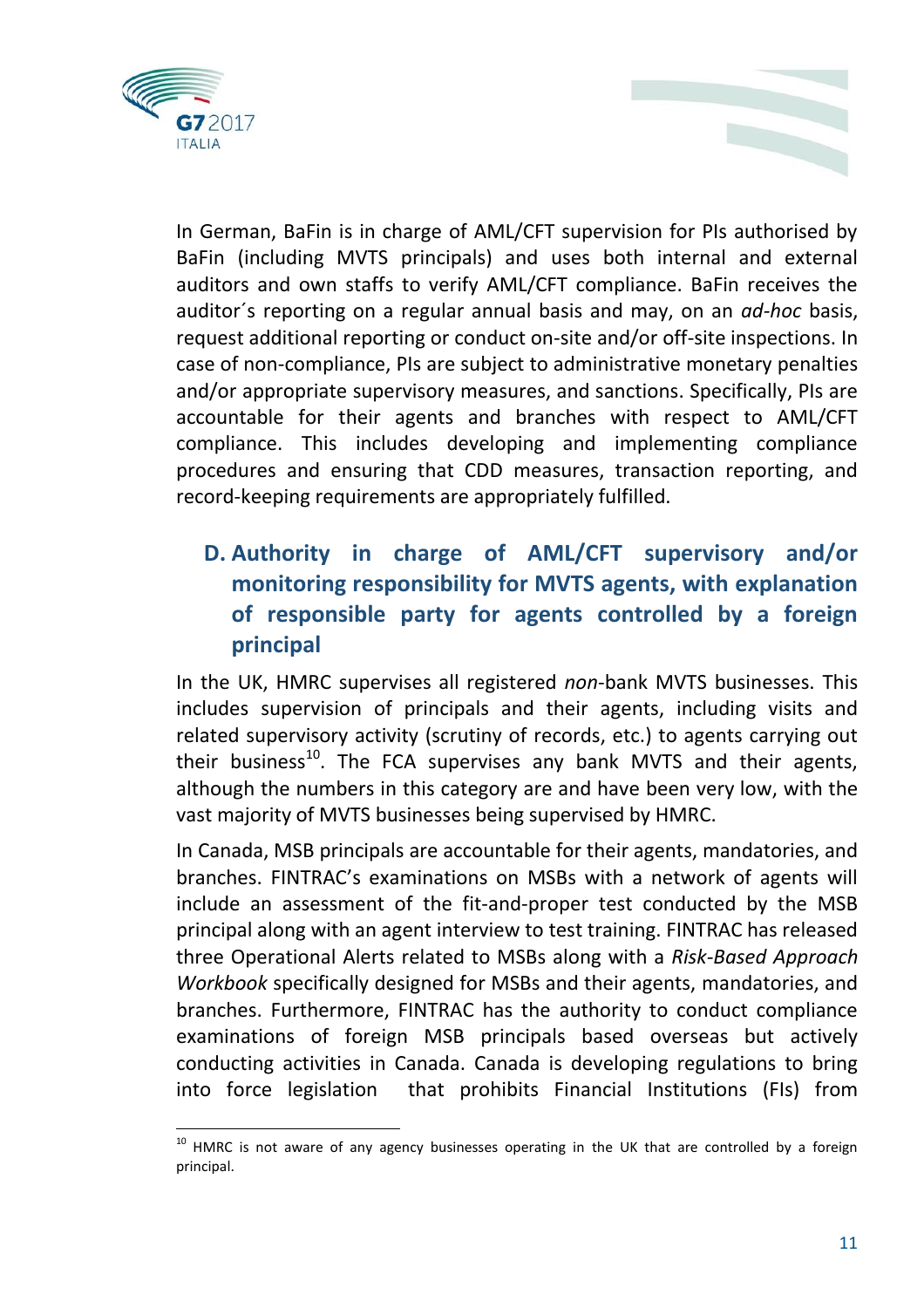In German, BaFin is in charge of AML/CFT supervision for PIs authorised by BaFin (including MVTS principals) and uses both internal and external auditors and own staffs to verify AML/CFT compliance. BaFin receives the auditor´s reporting on a regular annual basis and may, on an *ad-hoc* basis, request additional reporting or conduct on-site and/or off-site inspections. In case of non-compliance, PIs are subject to administrative monetary penalties and/or appropriate supervisory measures, and sanctions. Specifically, PIs are accountable for their agents and branches with respect to AML/CFT compliance. This includes developing and implementing compliance procedures and ensuring that CDD measures, transaction reporting, and record-keeping requirements are appropriately fulfilled.

## D. Authority in charge of AML/CFT supervisory and/or monitoring responsibility for MVTS agents, with explanation of responsible party for agents controlled by a foreign principal

In the UK, HMRC supervises all registered *non*-bank MVTS businesses. This includes supervision of principals and their agents, including visits and related supervisory activity (scrutiny of records, etc.) to agents carrying out their business[10]. The FCA supervises any bank MVTS and their agents, although the numbers in this category are and have been very low, with the vast majority of MVTS businesses being supervised by HMRC.

In Canada, MSB principals are accountable for their agents, mandatories, and branches. FINTRAC's examinations on MSBs with a network of agents will include an assessment of the fit-and-proper test conducted by the MSB principal along with an agent interview to test training. FINTRAC has released three Operational Alerts related to MSBs along with a *Risk-Based Approach Workbook* specifically designed for MSBs and their agents, mandatories, and branches. Furthermore, FINTRAC has the authority to conduct compliance examinations of foreign MSB principals based overseas but actively conducting activities in Canada. Canada is developing regulations to bring into force legislation that prohibits Financial Institutions (FIs) from

[10] HMRC is not aware of any agency businesses operating in the UK that are controlled by a foreign principal.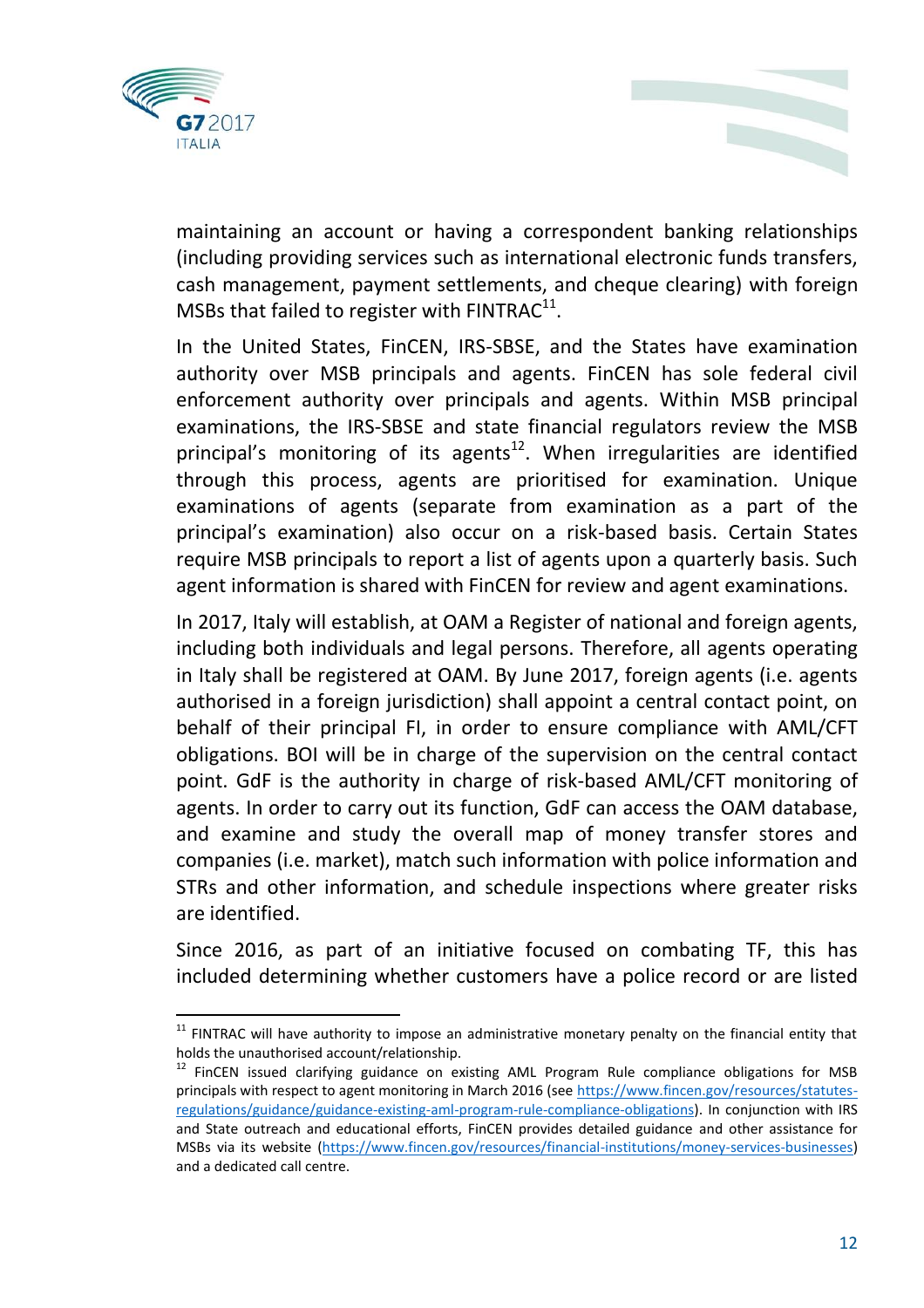maintaining an account or having a correspondent banking relationships (including providing services such as international electronic funds transfers, cash management, payment settlements, and cheque clearing) with foreign MSBs that failed to register with FINTRAC[11].

In the United States, FinCEN, IRS-SBSE, and the States have examination authority over MSB principals and agents. FinCEN has sole federal civil enforcement authority over principals and agents. Within MSB principal examinations, the IRS-SBSE and state financial regulators review the MSB principal's monitoring of its agents[12]. When irregularities are identified through this process, agents are prioritised for examination. Unique examinations of agents (separate from examination as a part of the principal's examination) also occur on a risk-based basis. Certain States require MSB principals to report a list of agents upon a quarterly basis. Such agent information is shared with FinCEN for review and agent examinations.

In 2017, Italy will establish, at OAM a Register of national and foreign agents, including both individuals and legal persons. Therefore, all agents operating in Italy shall be registered at OAM. By June 2017, foreign agents (i.e. agents authorised in a foreign jurisdiction) shall appoint a central contact point, on behalf of their principal FI, in order to ensure compliance with AML/CFT obligations. BOI will be in charge of the supervision on the central contact point. GdF is the authority in charge of risk-based AML/CFT monitoring of agents. In order to carry out its function, GdF can access the OAM database, and examine and study the overall map of money transfer stores and companies (i.e. market), match such information with police information and STRs and other information, and schedule inspections where greater risks are identified.

Since 2016, as part of an initiative focused on combating TF, this has included determining whether customers have a police record or are listed

---

[11] FINTRAC will have authority to impose an administrative monetary penalty on the financial entity that holds the unauthorised account/relationship.

[12] FinCEN issued clarifying guidance on existing AML Program Rule compliance obligations for MSB principals with respect to agent monitoring in March 2016 (see https://www.fincen.gov/resources/statutes-regulations/guidance/guidance-existing-aml-program-rule-compliance-obligations). In conjunction with IRS and State outreach and educational efforts, FinCEN provides detailed guidance and other assistance for MSBs via its website (https://www.fincen.gov/resources/financial-institutions/money-services-businesses) and a dedicated call centre.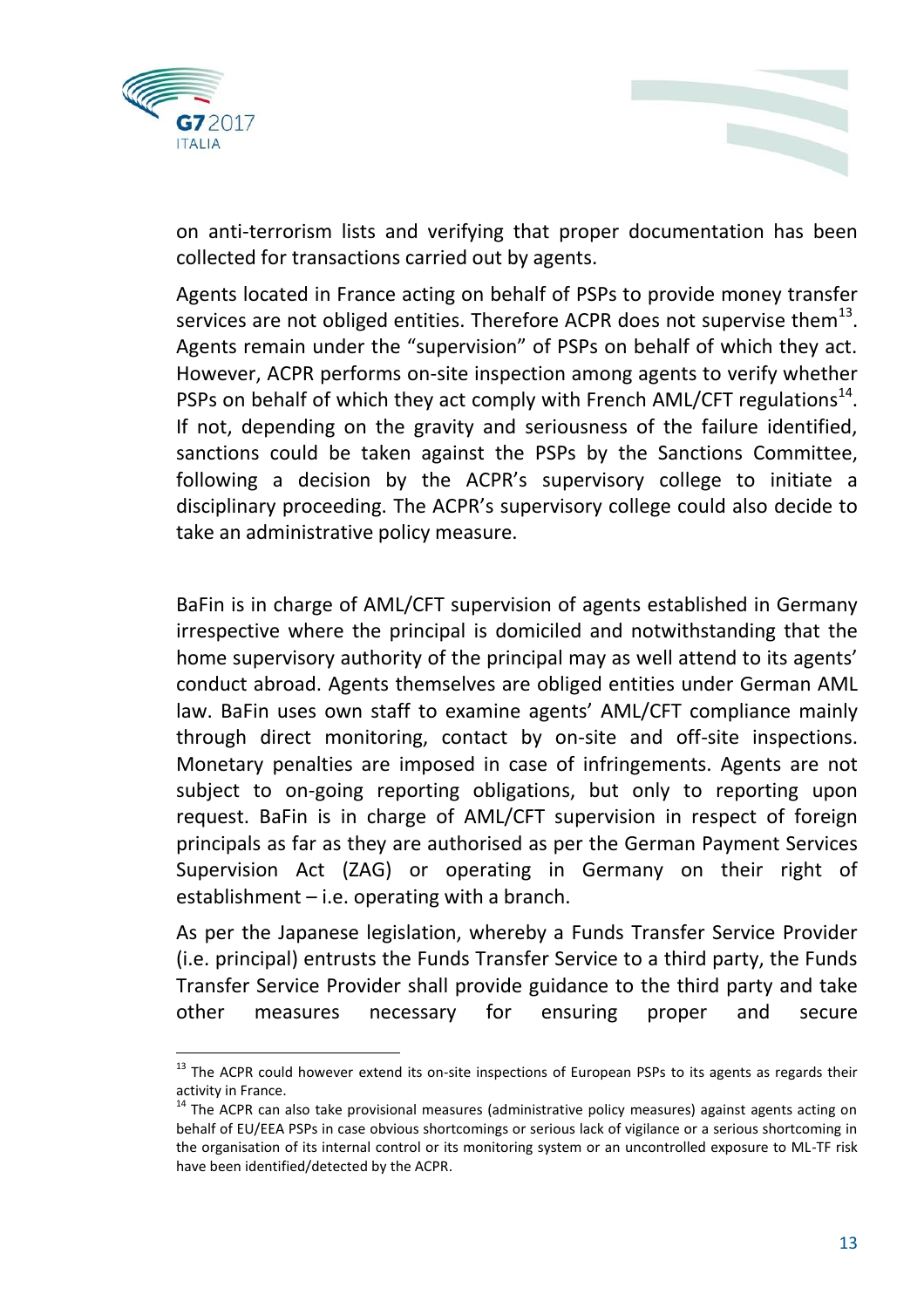on anti-terrorism lists and verifying that proper documentation has been collected for transactions carried out by agents.

Agents located in France acting on behalf of PSPs to provide money transfer services are not obliged entities. Therefore ACPR does not supervise them[13]. Agents remain under the "supervision" of PSPs on behalf of which they act. However, ACPR performs on-site inspection among agents to verify whether PSPs on behalf of which they act comply with French AML/CFT regulations[14]. If not, depending on the gravity and seriousness of the failure identified, sanctions could be taken against the PSPs by the Sanctions Committee, following a decision by the ACPR's supervisory college to initiate a disciplinary proceeding. The ACPR's supervisory college could also decide to take an administrative policy measure.

BaFin is in charge of AML/CFT supervision of agents established in Germany irrespective where the principal is domiciled and notwithstanding that the home supervisory authority of the principal may as well attend to its agents' conduct abroad. Agents themselves are obliged entities under German AML law. BaFin uses own staff to examine agents' AML/CFT compliance mainly through direct monitoring, contact by on-site and off-site inspections. Monetary penalties are imposed in case of infringements. Agents are not subject to on-going reporting obligations, but only to reporting upon request. BaFin is in charge of AML/CFT supervision in respect of foreign principals as far as they are authorised as per the German Payment Services Supervision Act (ZAG) or operating in Germany on their right of establishment – i.e. operating with a branch.

As per the Japanese legislation, whereby a Funds Transfer Service Provider (i.e. principal) entrusts the Funds Transfer Service to a third party, the Funds Transfer Service Provider shall provide guidance to the third party and take other measures necessary for ensuring proper and secure

[13] The ACPR could however extend its on-site inspections of European PSPs to its agents as regards their activity in France.

[14] The ACPR can also take provisional measures (administrative policy measures) against agents acting on behalf of EU/EEA PSPs in case obvious shortcomings or serious lack of vigilance or a serious shortcoming in the organisation of its internal control or its monitoring system or an uncontrolled exposure to ML-TF risk have been identified/detected by the ACPR.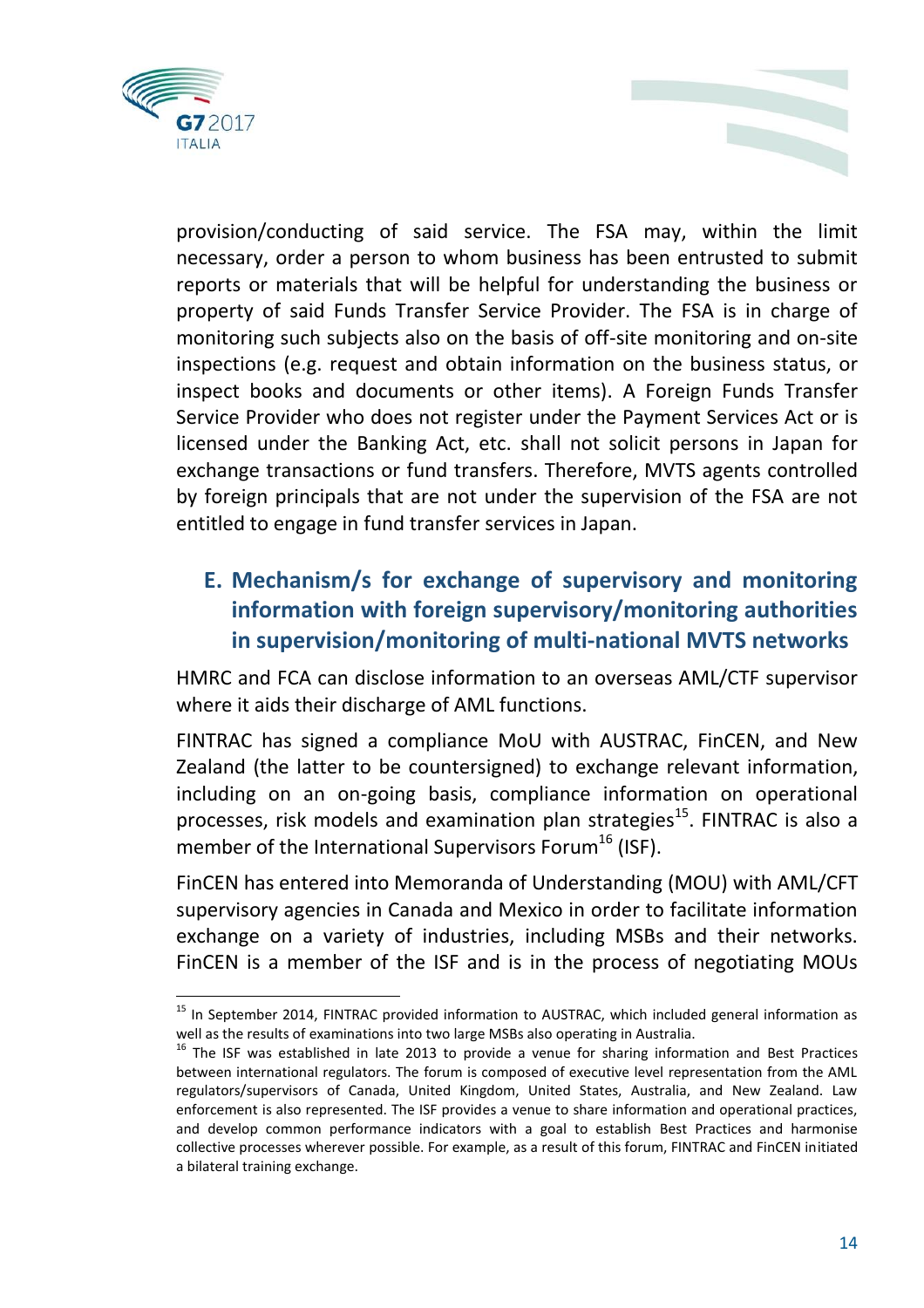provision/conducting of said service. The FSA may, within the limit necessary, order a person to whom business has been entrusted to submit reports or materials that will be helpful for understanding the business or property of said Funds Transfer Service Provider. The FSA is in charge of monitoring such subjects also on the basis of off-site monitoring and on-site inspections (e.g. request and obtain information on the business status, or inspect books and documents or other items). A Foreign Funds Transfer Service Provider who does not register under the Payment Services Act or is licensed under the Banking Act, etc. shall not solicit persons in Japan for exchange transactions or fund transfers. Therefore, MVTS agents controlled by foreign principals that are not under the supervision of the FSA are not entitled to engage in fund transfer services in Japan.

## E. Mechanism/s for exchange of supervisory and monitoring information with foreign supervisory/monitoring authorities in supervision/monitoring of multi-national MVTS networks

HMRC and FCA can disclose information to an overseas AML/CTF supervisor where it aids their discharge of AML functions.

FINTRAC has signed a compliance MoU with AUSTRAC, FinCEN, and New Zealand (the latter to be countersigned) to exchange relevant information, including on an on-going basis, compliance information on operational processes, risk models and examination plan strategies[15]. FINTRAC is also a member of the International Supervisors Forum[16] (ISF).

FinCEN has entered into Memoranda of Understanding (MOU) with AML/CFT supervisory agencies in Canada and Mexico in order to facilitate information exchange on a variety of industries, including MSBs and their networks. FinCEN is a member of the ISF and is in the process of negotiating MOUs

---

[15] In September 2014, FINTRAC provided information to AUSTRAC, which included general information as well as the results of examinations into two large MSBs also operating in Australia.

[16] The ISF was established in late 2013 to provide a venue for sharing information and Best Practices between international regulators. The forum is composed of executive level representation from the AML regulators/supervisors of Canada, United Kingdom, United States, Australia, and New Zealand. Law enforcement is also represented. The ISF provides a venue to share information and operational practices, and develop common performance indicators with a goal to establish Best Practices and harmonise collective processes wherever possible. For example, as a result of this forum, FINTRAC and FinCEN initiated a bilateral training exchange.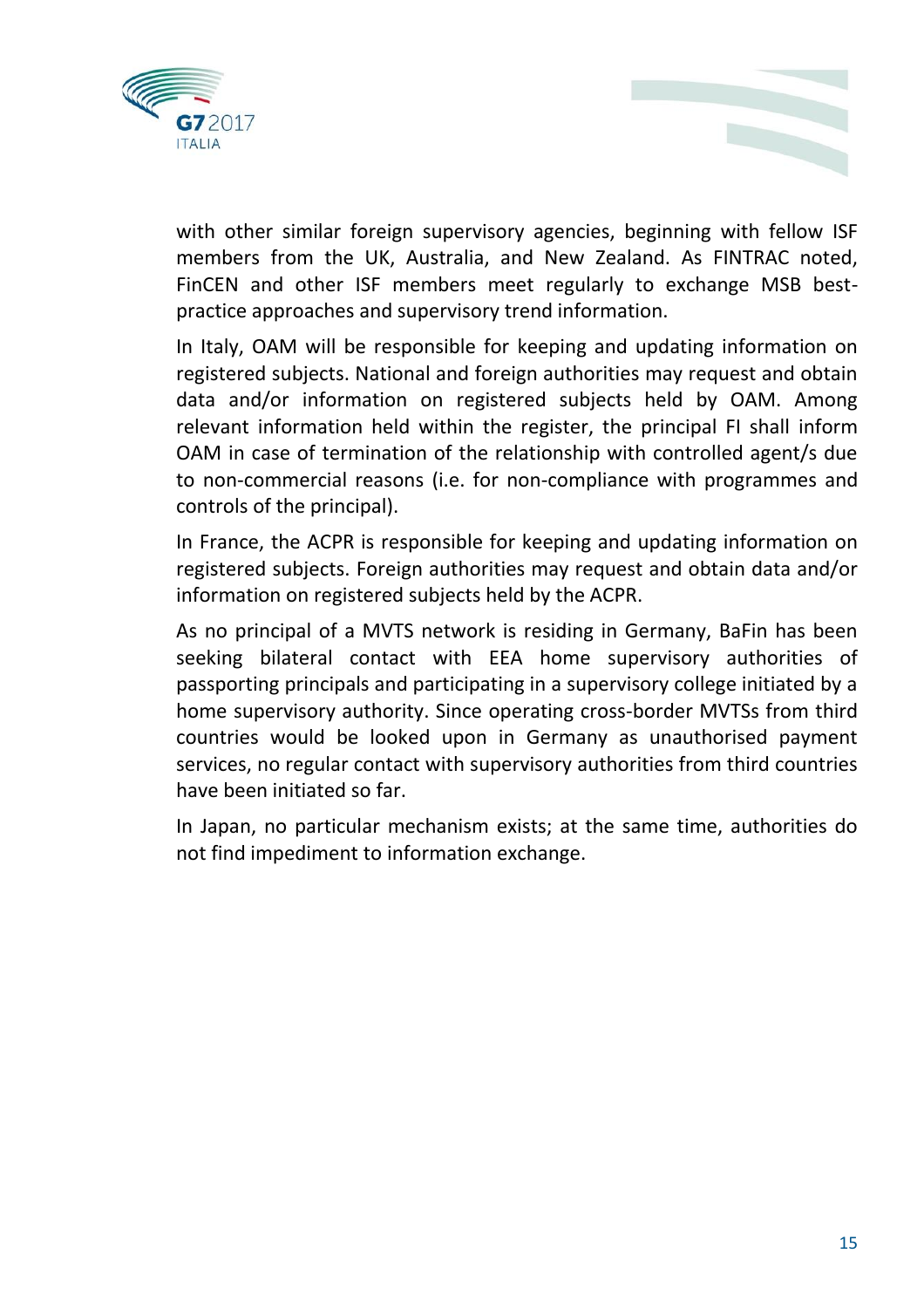with other similar foreign supervisory agencies, beginning with fellow ISF members from the UK, Australia, and New Zealand. As FINTRAC noted, FinCEN and other ISF members meet regularly to exchange MSB best-practice approaches and supervisory trend information.

In Italy, OAM will be responsible for keeping and updating information on registered subjects. National and foreign authorities may request and obtain data and/or information on registered subjects held by OAM. Among relevant information held within the register, the principal FI shall inform OAM in case of termination of the relationship with controlled agent/s due to non-commercial reasons (i.e. for non-compliance with programmes and controls of the principal).

In France, the ACPR is responsible for keeping and updating information on registered subjects. Foreign authorities may request and obtain data and/or information on registered subjects held by the ACPR.

As no principal of a MVTS network is residing in Germany, BaFin has been seeking bilateral contact with EEA home supervisory authorities of passporting principals and participating in a supervisory college initiated by a home supervisory authority. Since operating cross-border MVTSs from third countries would be looked upon in Germany as unauthorised payment services, no regular contact with supervisory authorities from third countries have been initiated so far.

In Japan, no particular mechanism exists; at the same time, authorities do not find impediment to information exchange.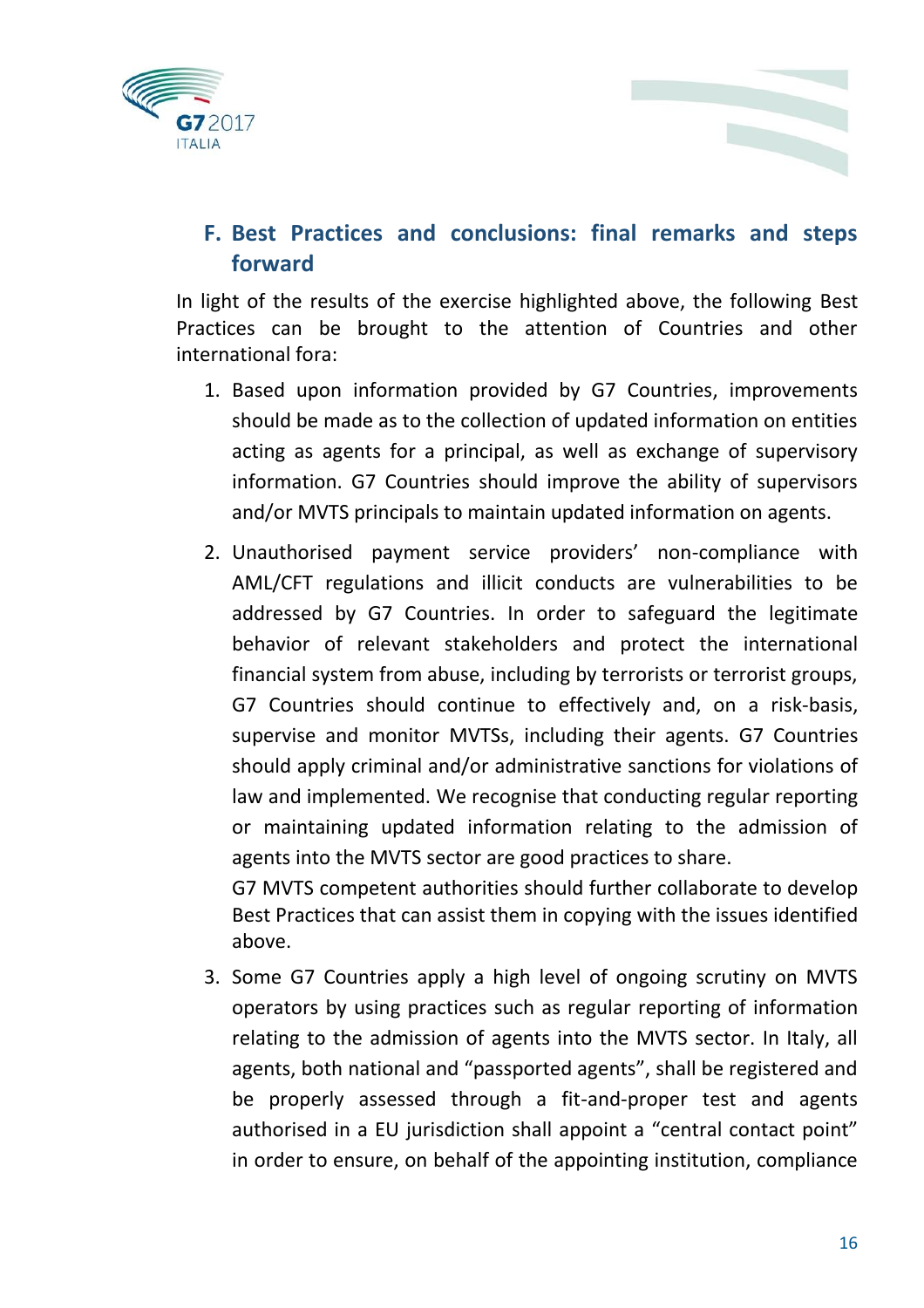## F. Best Practices and conclusions: final remarks and steps forward

In light of the results of the exercise highlighted above, the following Best Practices can be brought to the attention of Countries and other international fora:

1. Based upon information provided by G7 Countries, improvements should be made as to the collection of updated information on entities acting as agents for a principal, as well as exchange of supervisory information. G7 Countries should improve the ability of supervisors and/or MVTS principals to maintain updated information on agents.

2. Unauthorised payment service providers' non-compliance with AML/CFT regulations and illicit conducts are vulnerabilities to be addressed by G7 Countries. In order to safeguard the legitimate behavior of relevant stakeholders and protect the international financial system from abuse, including by terrorists or terrorist groups, G7 Countries should continue to effectively and, on a risk-basis, supervise and monitor MVTSs, including their agents. G7 Countries should apply criminal and/or administrative sanctions for violations of law and implemented. We recognise that conducting regular reporting or maintaining updated information relating to the admission of agents into the MVTS sector are good practices to share.

   G7 MVTS competent authorities should further collaborate to develop Best Practices that can assist them in copying with the issues identified above.

3. Some G7 Countries apply a high level of ongoing scrutiny on MVTS operators by using practices such as regular reporting of information relating to the admission of agents into the MVTS sector. In Italy, all agents, both national and "passported agents", shall be registered and be properly assessed through a fit-and-proper test and agents authorised in a EU jurisdiction shall appoint a "central contact point" in order to ensure, on behalf of the appointing institution, compliance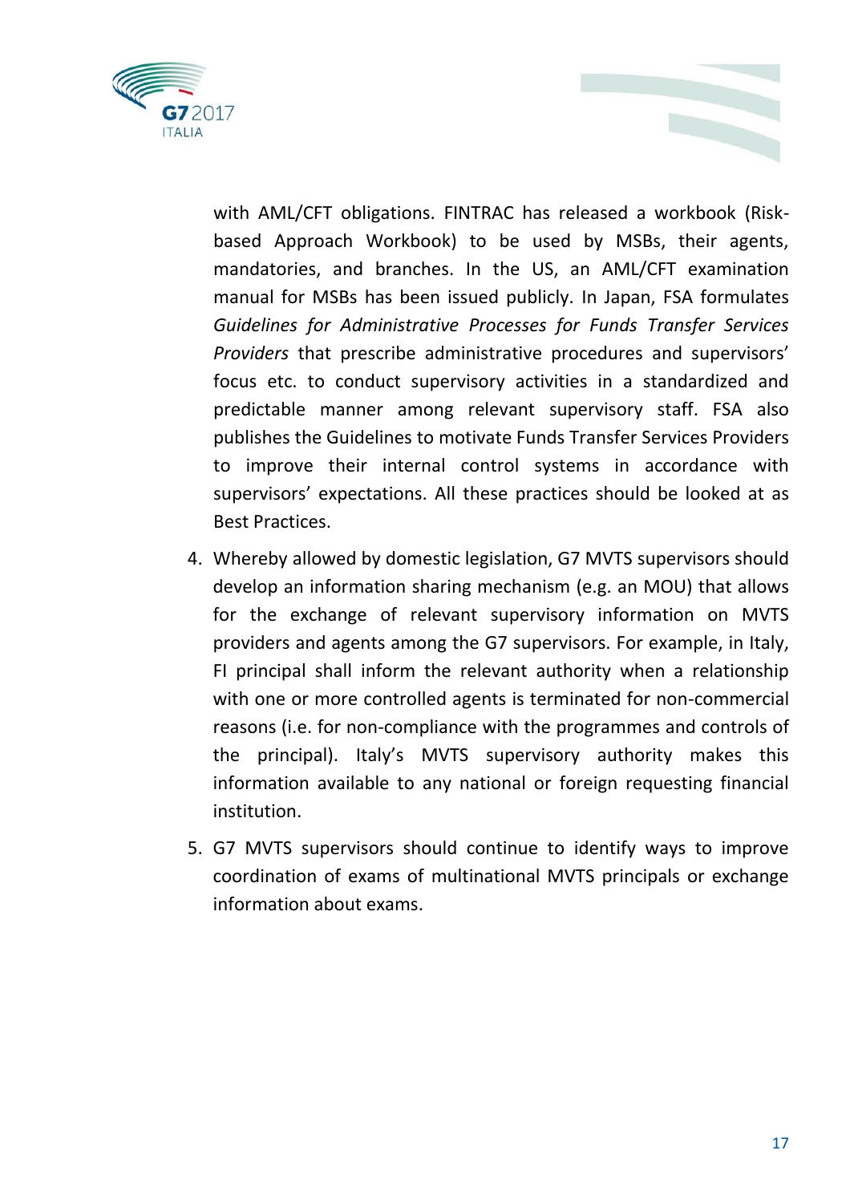with AML/CFT obligations. FINTRAC has released a workbook (Risk-based Approach Workbook) to be used by MSBs, their agents, mandatories, and branches. In the US, an AML/CFT examination manual for MSBs has been issued publicly. In Japan, FSA formulates *Guidelines for Administrative Processes for Funds Transfer Services Providers* that prescribe administrative procedures and supervisors' focus etc. to conduct supervisory activities in a standardized and predictable manner among relevant supervisory staff. FSA also publishes the Guidelines to motivate Funds Transfer Services Providers to improve their internal control systems in accordance with supervisors' expectations. All these practices should be looked at as Best Practices.

4. Whereby allowed by domestic legislation, G7 MVTS supervisors should develop an information sharing mechanism (e.g. an MOU) that allows for the exchange of relevant supervisory information on MVTS providers and agents among the G7 supervisors. For example, in Italy, FI principal shall inform the relevant authority when a relationship with one or more controlled agents is terminated for non-commercial reasons (i.e. for non-compliance with the programmes and controls of the principal). Italy's MVTS supervisory authority makes this information available to any national or foreign requesting financial institution.

5. G7 MVTS supervisors should continue to identify ways to improve coordination of exams of multinational MVTS principals or exchange information about exams.